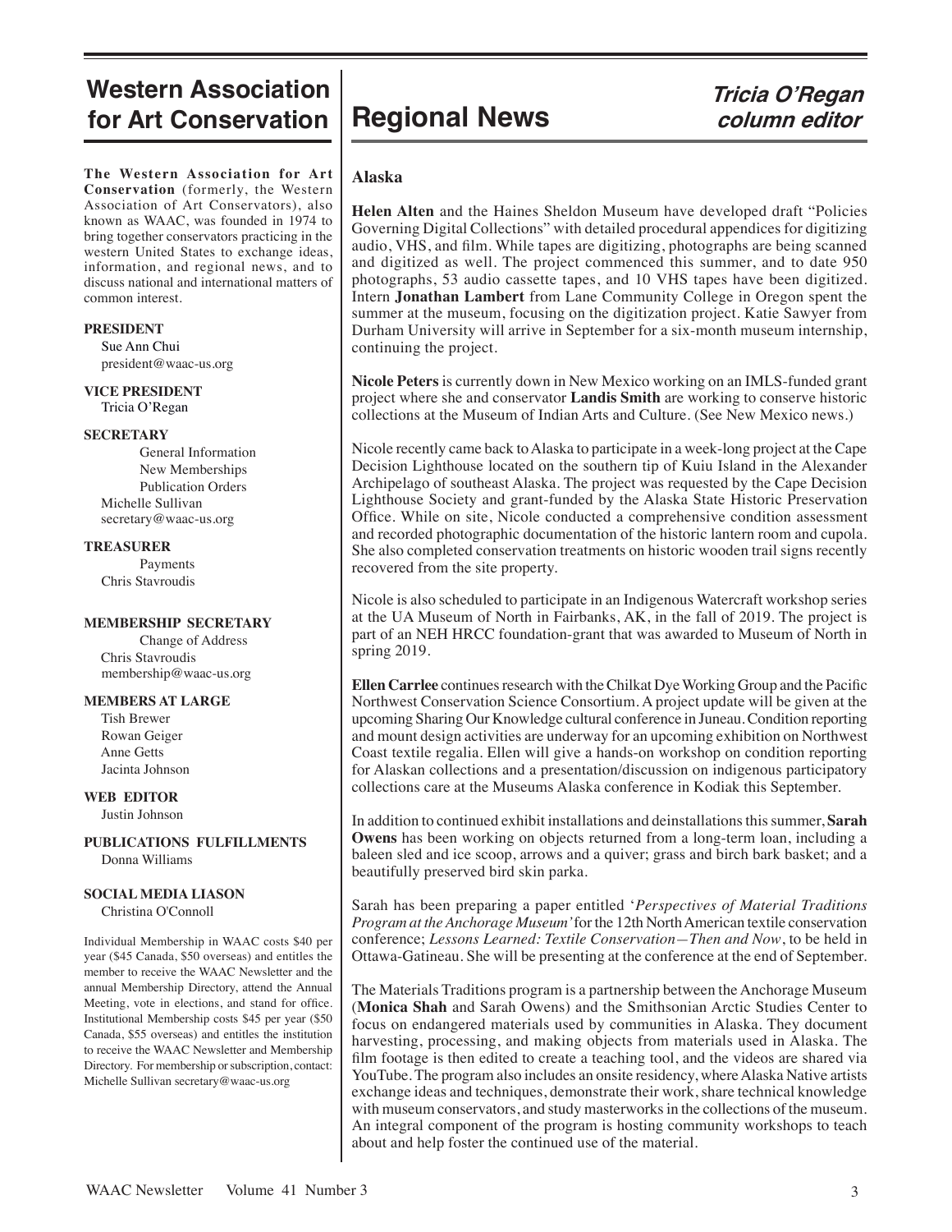# Western Association for Art Conservation

**The Western Association for Art Conservation** (formerly, the Western Association of Art Conservators), also known as WAAC, was founded in 1974 to bring together conservators practicing in the western United States to exchange ideas, information, and regional news, and to discuss national and international matters of common interest.

**PRESIDENT**
Sue Ann Chui
president@waac-us.org

**VICE PRESIDENT**
Tricia O'Regan

**SECRETARY**
General Information
New Memberships
Publication Orders
Michelle Sullivan
secretary@waac-us.org

**TREASURER**
Payments
Chris Stavroudis

**MEMBERSHIP SECRETARY**
Change of Address
Chris Stavroudis
membership@waac-us.org

**MEMBERS AT LARGE**
Tish Brewer
Rowan Geiger
Anne Getts
Jacinta Johnson

**WEB EDITOR**
Justin Johnson

**PUBLICATIONS FULFILLMENTS**
Donna Williams

**SOCIAL MEDIA LIASON**
Christina O'Connoll

Individual Membership in WAAC costs $40 per year ($45 Canada, $50 overseas) and entitles the member to receive the WAAC Newsletter and the annual Membership Directory, attend the Annual Meeting, vote in elections, and stand for office. Institutional Membership costs $45 per year ($50 Canada, $55 overseas) and entitles the institution to receive the WAAC Newsletter and Membership Directory. For membership or subscription, contact: Michelle Sullivan secretary@waac-us.org

# Regional News

***Tricia O'Regan column editor***

## Alaska

**Helen Alten** and the Haines Sheldon Museum have developed draft "Policies Governing Digital Collections" with detailed procedural appendices for digitizing audio, VHS, and film. While tapes are digitizing, photographs are being scanned and digitized as well. The project commenced this summer, and to date 950 photographs, 53 audio cassette tapes, and 10 VHS tapes have been digitized. Intern **Jonathan Lambert** from Lane Community College in Oregon spent the summer at the museum, focusing on the digitization project. Katie Sawyer from Durham University will arrive in September for a six-month museum internship, continuing the project.

**Nicole Peters** is currently down in New Mexico working on an IMLS-funded grant project where she and conservator **Landis Smith** are working to conserve historic collections at the Museum of Indian Arts and Culture. (See New Mexico news.)

Nicole recently came back to Alaska to participate in a week-long project at the Cape Decision Lighthouse located on the southern tip of Kuiu Island in the Alexander Archipelago of southeast Alaska. The project was requested by the Cape Decision Lighthouse Society and grant-funded by the Alaska State Historic Preservation Office. While on site, Nicole conducted a comprehensive condition assessment and recorded photographic documentation of the historic lantern room and cupola. She also completed conservation treatments on historic wooden trail signs recently recovered from the site property.

Nicole is also scheduled to participate in an Indigenous Watercraft workshop series at the UA Museum of North in Fairbanks, AK, in the fall of 2019. The project is part of an NEH HRCC foundation-grant that was awarded to Museum of North in spring 2019.

**Ellen Carrlee** continues research with the Chilkat Dye Working Group and the Pacific Northwest Conservation Science Consortium. A project update will be given at the upcoming Sharing Our Knowledge cultural conference in Juneau. Condition reporting and mount design activities are underway for an upcoming exhibition on Northwest Coast textile regalia. Ellen will give a hands-on workshop on condition reporting for Alaskan collections and a presentation/discussion on indigenous participatory collections care at the Museums Alaska conference in Kodiak this September.

In addition to continued exhibit installations and deinstallations this summer, **Sarah Owens** has been working on objects returned from a long-term loan, including a baleen sled and ice scoop, arrows and a quiver; grass and birch bark basket; and a beautifully preserved bird skin parka.

Sarah has been preparing a paper entitled '*Perspectives of Material Traditions Program at the Anchorage Museum'* for the 12th North American textile conservation conference; *Lessons Learned: Textile Conservation—Then and Now*, to be held in Ottawa-Gatineau. She will be presenting at the conference at the end of September.

The Materials Traditions program is a partnership between the Anchorage Museum (**Monica Shah** and Sarah Owens) and the Smithsonian Arctic Studies Center to focus on endangered materials used by communities in Alaska. They document harvesting, processing, and making objects from materials used in Alaska. The film footage is then edited to create a teaching tool, and the videos are shared via YouTube. The program also includes an onsite residency, where Alaska Native artists exchange ideas and techniques, demonstrate their work, share technical knowledge with museum conservators, and study masterworks in the collections of the museum. An integral component of the program is hosting community workshops to teach about and help foster the continued use of the material.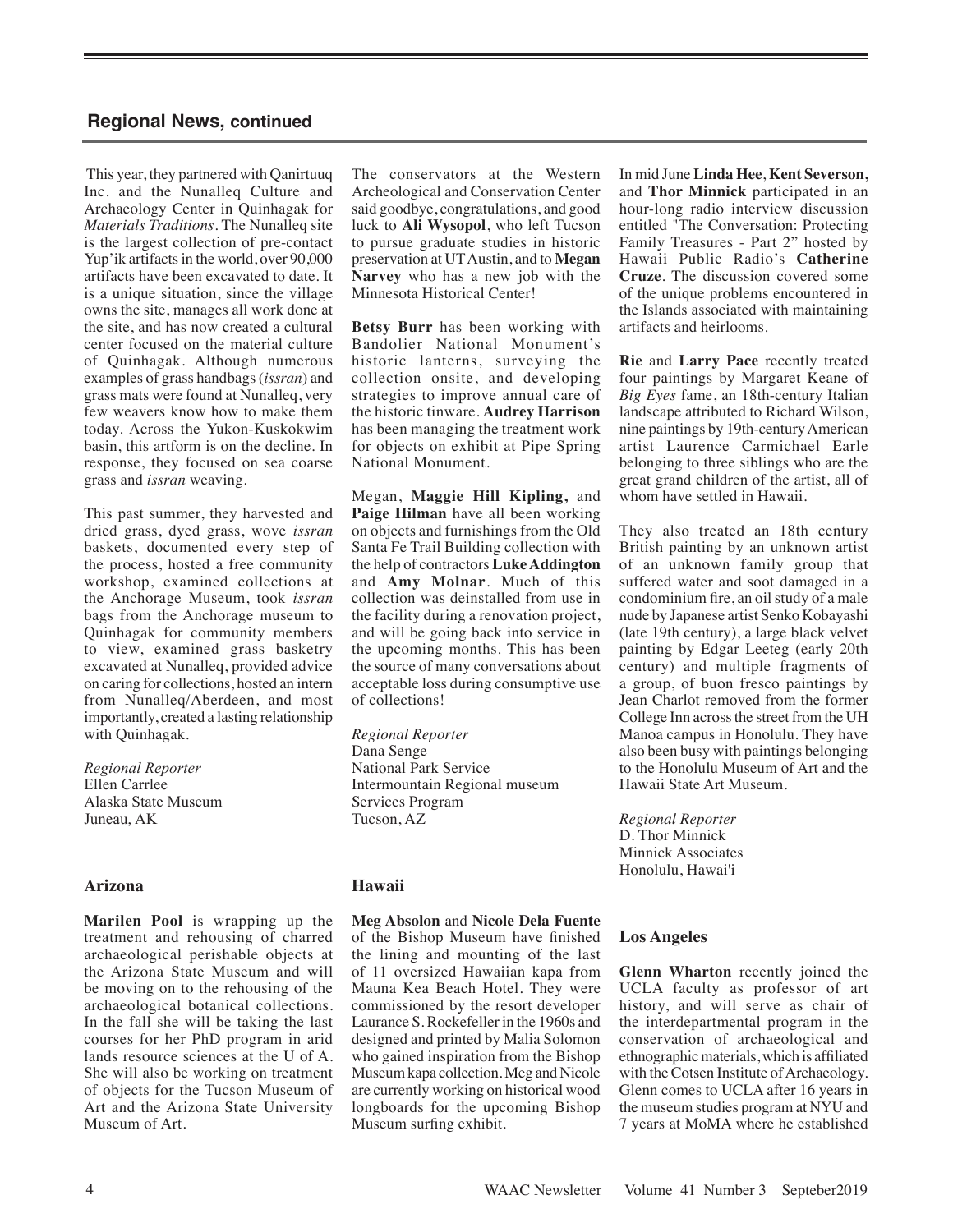## Regional News, continued

This year, they partnered with Qanirtuuq Inc. and the Nunalleq Culture and Archaeology Center in Quinhagak for *Materials Traditions*. The Nunalleq site is the largest collection of pre-contact Yup'ik artifacts in the world, over 90,000 artifacts have been excavated to date. It is a unique situation, since the village owns the site, manages all work done at the site, and has now created a cultural center focused on the material culture of Quinhagak. Although numerous examples of grass handbags (*issran*) and grass mats were found at Nunalleq, very few weavers know how to make them today. Across the Yukon-Kuskokwim basin, this artform is on the decline. In response, they focused on sea coarse grass and *issran* weaving.

This past summer, they harvested and dried grass, dyed grass, wove *issran* baskets, documented every step of the process, hosted a free community workshop, examined collections at the Anchorage Museum, took *issran* bags from the Anchorage museum to Quinhagak for community members to view, examined grass basketry excavated at Nunalleq, provided advice on caring for collections, hosted an intern from Nunalleq/Aberdeen, and most importantly, created a lasting relationship with Quinhagak.

*Regional Reporter*
Ellen Carrlee
Alaska State Museum
Juneau, AK

### Arizona

**Marilen Pool** is wrapping up the treatment and rehousing of charred archaeological perishable objects at the Arizona State Museum and will be moving on to the rehousing of the archaeological botanical collections. In the fall she will be taking the last courses for her PhD program in arid lands resources sciences at the U of A. She will also be working on treatment of objects for the Tucson Museum of Art and the Arizona State University Museum of Art.

The conservators at the Western Archeological and Conservation Center said goodbye, congratulations, and good luck to **Ali Wysopol**, who left Tucson to pursue graduate studies in historic preservation at UT Austin, and to **Megan Narvey** who has a new job with the Minnesota Historical Center!

**Betsy Burr** has been working with Bandolier National Monument's historic lanterns, surveying the collection onsite, and developing strategies to improve annual care of the historic tinware. **Audrey Harrison** has been managing the treatment work for objects on exhibit at Pipe Spring National Monument.

Megan, **Maggie Hill Kipling,** and **Paige Hilman** have all been working on objects and furnishings from the Old Santa Fe Trail Building collection with the help of contractors **Luke Addington** and **Amy Molnar**. Much of this collection was deinstalled from use in the facility during a renovation project, and will be going back into service in the upcoming months. This has been the source of many conversations about acceptable loss during consumptive use of collections!

*Regional Reporter*
Dana Senge
National Park Service
Intermountain Regional museum Services Program
Tucson, AZ

### Hawaii

**Meg Absolon** and **Nicole Dela Fuente** of the Bishop Museum have finished the lining and mounting of the last of 11 oversized Hawaiian kapa from Mauna Kea Beach Hotel. They were commissioned by the resort developer Laurance S. Rockefeller in the 1960s and designed and printed by Malia Solomon who gained inspiration from the Bishop Museum kapa collection. Meg and Nicole are currently working on historical wood longboards for the upcoming Bishop Museum surfing exhibit.

In mid June **Linda Hee**, **Kent Severson,** and **Thor Minnick** participated in an hour-long radio interview discussion entitled "The Conversation: Protecting Family Treasures - Part 2" hosted by Hawaii Public Radio's **Catherine Cruze**. The discussion covered some of the unique problems encountered in the Islands associated with maintaining artifacts and heirlooms.

**Rie** and **Larry Pace** recently treated four paintings by Margaret Keane of *Big Eyes* fame, an 18th-century Italian landscape attributed to Richard Wilson, nine paintings by 19th-century American artist Laurence Carmichael Earle belonging to three siblings who are the great grand children of the artist, all of whom have settled in Hawaii.

They also treated an 18th century British painting by an unknown artist of an unknown family group that suffered water and soot damaged in a condominium fire, an oil study of a male nude by Japanese artist Senko Kobayashi (late 19th century), a large black velvet painting by Edgar Leeteg (early 20th century) and multiple fragments of a group, of buon fresco paintings by Jean Charlot removed from the former College Inn across the street from the UH Manoa campus in Honolulu. They have also been busy with paintings belonging to the Honolulu Museum of Art and the Hawaii State Art Museum.

*Regional Reporter*
D. Thor Minnick
Minnick Associates
Honolulu, Hawai'i

### Los Angeles

**Glenn Wharton** recently joined the UCLA faculty as professor of art history, and will serve as chair of the interdepartmental program in the conservation of archaeological and ethnographic materials, which is affiliated with the Cotsen Institute of Archaeology. Glenn comes to UCLA after 16 years in the museum studies program at NYU and 7 years at MoMA where he established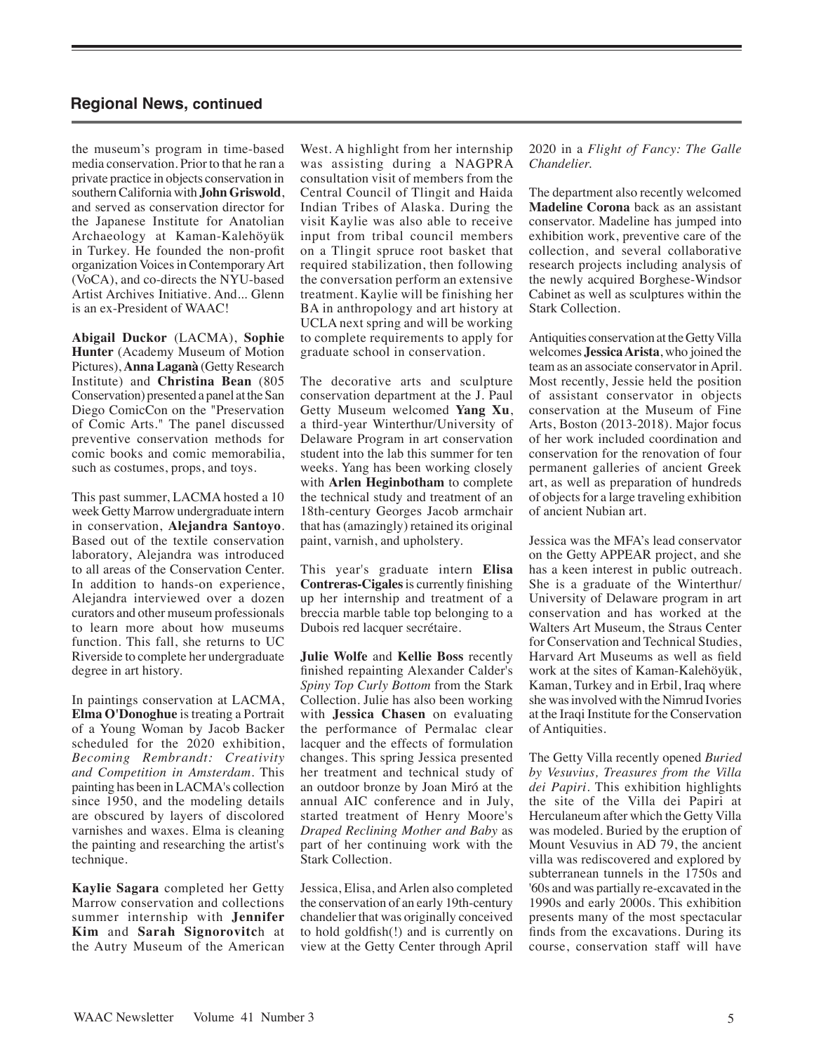## Regional News, continued

the museum's program in time-based media conservation. Prior to that he ran a private practice in objects conservation in southern California with **John Griswold**, and served as conservation director for the Japanese Institute for Anatolian Archaeology at Kaman-Kalehöyük in Turkey. He founded the non-profit organization Voices in Contemporary Art (VoCA), and co-directs the NYU-based Artist Archives Initiative. And... Glenn is an ex-President of WAAC!

**Abigail Duckor** (LACMA), **Sophie Hunter** (Academy Museum of Motion Pictures), **Anna Laganà** (Getty Research Institute) and **Christina Bean** (805 Conservation) presented a panel at the San Diego ComicCon on the "Preservation of Comic Arts." The panel discussed preventive conservation methods for comic books and comic memorabilia, such as costumes, props, and toys.

This past summer, LACMA hosted a 10 week Getty Marrow undergraduate intern in conservation, **Alejandra Santoyo**. Based out of the textile conservation laboratory, Alejandra was introduced to all areas of the Conservation Center. In addition to hands-on experience, Alejandra interviewed over a dozen curators and other museum professionals to learn more about how museums function. This fall, she returns to UC Riverside to complete her undergraduate degree in art history.

In paintings conservation at LACMA, **Elma O'Donoghue** is treating a Portrait of a Young Woman by Jacob Backer scheduled for the 2020 exhibition, *Becoming Rembrandt: Creativity and Competition in Amsterdam*. This painting has been in LACMA's collection since 1950, and the modeling details are obscured by layers of discolored varnishes and waxes. Elma is cleaning the painting and researching the artist's technique.

**Kaylie Sagara** completed her Getty Marrow conservation and collections summer internship with **Jennifer Kim** and **Sarah Signorovitc**h at the Autry Museum of the American West. A highlight from her internship was assisting during a NAGPRA consultation visit of members from the Central Council of Tlingit and Haida Indian Tribes of Alaska. During the visit Kaylie was also able to receive input from tribal council members on a Tlingit spruce root basket that required stabilization, then following the conversation perform an extensive treatment. Kaylie will be finishing her BA in anthropology and art history at UCLA next spring and will be working to complete requirements to apply for graduate school in conservation.

The decorative arts and sculpture conservation department at the J. Paul Getty Museum welcomed **Yang Xu**, a third-year Winterthur/University of Delaware Program in art conservation student into the lab this summer for ten weeks. Yang has been working closely with **Arlen Heginbotham** to complete the technical study and treatment of an 18th-century Georges Jacob armchair that has (amazingly) retained its original paint, varnish, and upholstery.

This year's graduate intern **Elisa Contreras-Cigales** is currently finishing up her internship and treatment of a breccia marble table top belonging to a Dubois red lacquer secrétaire.

**Julie Wolfe** and **Kellie Boss** recently finished repainting Alexander Calder's *Spiny Top Curly Bottom* from the Stark Collection. Julie has also been working with **Jessica Chasen** on evaluating the performance of Permalac clear lacquer and the effects of formulation changes. This spring Jessica presented her treatment and technical study of an outdoor bronze by Joan Miró at the annual AIC conference and in July, started treatment of Henry Moore's *Draped Reclining Mother and Baby* as part of her continuing work with the Stark Collection.

Jessica, Elisa, and Arlen also completed the conservation of an early 19th-century chandelier that was originally conceived to hold goldfish(!) and is currently on view at the Getty Center through April 2020 in a *Flight of Fancy: The Galle Chandelier.*

The department also recently welcomed **Madeline Corona** back as an assistant conservator. Madeline has jumped into exhibition work, preventive care of the collection, and several collaborative research projects including analysis of the newly acquired Borghese-Windsor Cabinet as well as sculptures within the Stark Collection.

Antiquities conservation at the Getty Villa welcomes **Jessica Arista**, who joined the team as an associate conservator in April. Most recently, Jessie held the position of assistant conservator in objects conservation at the Museum of Fine Arts, Boston (2013-2018). Major focus of her work included coordination and conservation for the renovation of four permanent galleries of ancient Greek art, as well as preparation of hundreds of objects for a large traveling exhibition of ancient Nubian art.

Jessica was the MFA's lead conservator on the Getty APPEAR project, and she has a keen interest in public outreach. She is a graduate of the Winterthur/University of Delaware program in art conservation and has worked at the Walters Art Museum, the Straus Center for Conservation and Technical Studies, Harvard Art Museums as well as field work at the sites of Kaman-Kalehöyük, Kaman, Turkey and in Erbil, Iraq where she was involved with the Nimrud Ivories at the Iraqi Institute for the Conservation of Antiquities.

The Getty Villa recently opened *Buried by Vesuvius, Treasures from the Villa dei Papiri*. This exhibition highlights the site of the Villa dei Papiri at Herculaneum after which the Getty Villa was modeled. Buried by the eruption of Mount Vesuvius in AD 79, the ancient villa was rediscovered and explored by subterranean tunnels in the 1750s and '60s and was partially re-excavated in the 1990s and early 2000s. This exhibition presents many of the most spectacular finds from the excavations. During its course, conservation staff will have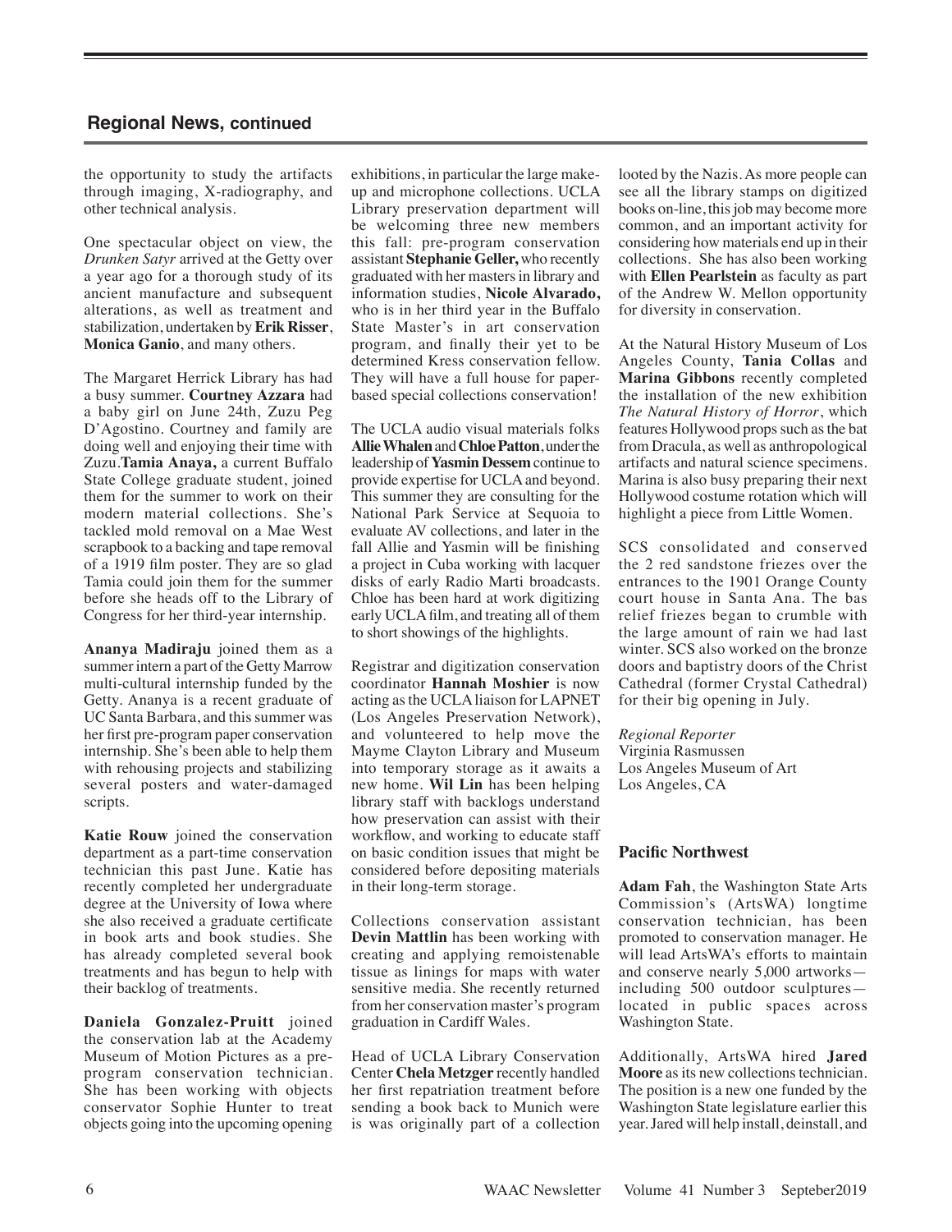## Regional News, continued

the opportunity to study the artifacts through imaging, X-radiography, and other technical analysis.

One spectacular object on view, the *Drunken Satyr* arrived at the Getty over a year ago for a thorough study of its ancient manufacture and subsequent alterations, as well as treatment and stabilization, undertaken by **Erik Risser**, **Monica Ganio**, and many others.

The Margaret Herrick Library has had a busy summer. **Courtney Azzara** had a baby girl on June 24th, Zuzu Peg D'Agostino. Courtney and family are doing well and enjoying their time with Zuzu.**Tamia Anaya,** a current Buffalo State College graduate student, joined them for the summer to work on their modern material collections. She's tackled mold removal on a Mae West scrapbook to a backing and tape removal of a 1919 film poster. They are so glad Tamia could join them for the summer before she heads off to the Library of Congress for her third-year internship.

**Ananya Madiraju** joined them as a summer intern a part of the Getty Marrow multi-cultural internship funded by the Getty. Ananya is a recent graduate of UC Santa Barbara, and this summer was her first pre-program paper conservation internship. She's been able to help them with rehousing projects and stabilizing several posters and water-damaged scripts.

**Katie Rouw** joined the conservation department as a part-time conservation technician this past June. Katie has recently completed her undergraduate degree at the University of Iowa where she also received a graduate certificate in book arts and book studies. She has already completed several book treatments and has begun to help with their backlog of treatments.

**Daniela Gonzalez-Pruitt** joined the conservation lab at the Academy Museum of Motion Pictures as a pre-program conservation technician. She has been working with objects conservator Sophie Hunter to treat objects going into the upcoming opening exhibitions, in particular the large make-up and microphone collections. UCLA Library preservation department will be welcoming three new members this fall: pre-program conservation assistant **Stephanie Geller,** who recently graduated with her masters in library and information studies, **Nicole Alvarado,** who is in her third year in the Buffalo State Master's in art conservation program, and finally their yet to be determined Kress conservation fellow. They will have a full house for paper-based special collections conservation!

The UCLA audio visual materials folks **Allie Whalen** and **Chloe Patton**, under the leadership of **Yasmin Dessem** continue to provide expertise for UCLA and beyond. This summer they are consulting for the National Park Service at Sequoia to evaluate AV collections, and later in the fall Allie and Yasmin will be finishing a project in Cuba working with lacquer disks of early Radio Marti broadcasts. Chloe has been hard at work digitizing early UCLA film, and treating all of them to short showings of the highlights.

Registrar and digitization conservation coordinator **Hannah Moshier** is now acting as the UCLA liaison for LAPNET (Los Angeles Preservation Network), and volunteered to help move the Mayme Clayton Library and Museum into temporary storage as it awaits a new home. **Wil Lin** has been helping library staff with backlogs understand how preservation can assist with their workflow, and working to educate staff on basic condition issues that might be considered before depositing materials in their long-term storage.

Collections conservation assistant **Devin Mattlin** has been working with creating and applying remoistenable tissue as linings for maps with water sensitive media. She recently returned from her conservation master's program graduation in Cardiff Wales.

Head of UCLA Library Conservation Center **Chela Metzger** recently handled her first repatriation treatment before sending a book back to Munich were is was originally part of a collection looted by the Nazis. As more people can see all the library stamps on digitized books on-line, this job may become more common, and an important activity for considering how materials end up in their collections. She has also been working with **Ellen Pearlstein** as faculty as part of the Andrew W. Mellon opportunity for diversity in conservation.

At the Natural History Museum of Los Angeles County, **Tania Collas** and **Marina Gibbons** recently completed the installation of the new exhibition *The Natural History of Horror*, which features Hollywood props such as the bat from Dracula, as well as anthropological artifacts and natural science specimens. Marina is also busy preparing their next Hollywood costume rotation which will highlight a piece from Little Women.

SCS consolidated and conserved the 2 red sandstone friezes over the entrances to the 1901 Orange County court house in Santa Ana. The bas relief friezes began to crumble with the large amount of rain we had last winter. SCS also worked on the bronze doors and baptistry doors of the Christ Cathedral (former Crystal Cathedral) for their big opening in July.

*Regional Reporter*
Virginia Rasmussen
Los Angeles Museum of Art
Los Angeles, CA

### Pacific Northwest

**Adam Fah**, the Washington State Arts Commission's (ArtsWA) longtime conservation technician, has been promoted to conservation manager. He will lead ArtsWA's efforts to maintain and conserve nearly 5,000 artworks—including 500 outdoor sculptures—located in public spaces across Washington State.

Additionally, ArtsWA hired **Jared Moore** as its new collections technician. The position is a new one funded by the Washington State legislature earlier this year. Jared will help install, deinstall, and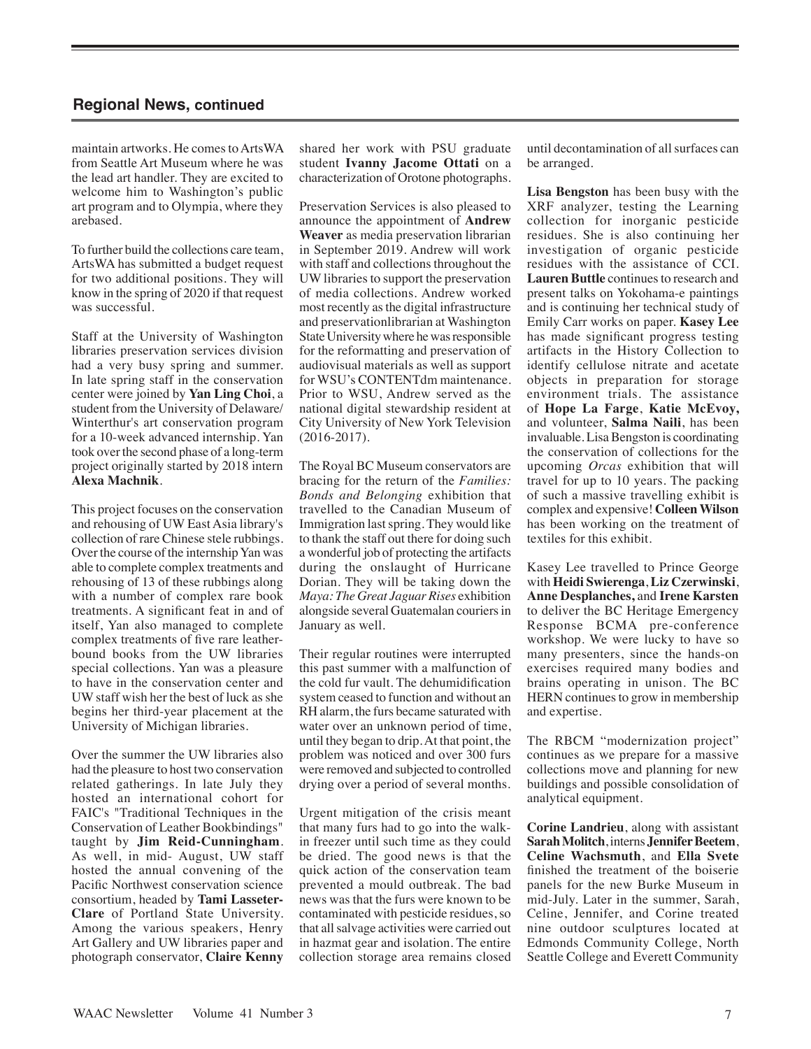## Regional News, continued

maintain artworks. He comes to ArtsWA from Seattle Art Museum where he was the lead art handler. They are excited to welcome him to Washington's public art program and to Olympia, where they arebased.

To further build the collections care team, ArtsWA has submitted a budget request for two additional positions. They will know in the spring of 2020 if that request was successful.

Staff at the University of Washington libraries preservation services division had a very busy spring and summer. In late spring staff in the conservation center were joined by **Yan Ling Choi**, a student from the University of Delaware/ Winterthur's art conservation program for a 10-week advanced internship. Yan took over the second phase of a long-term project originally started by 2018 intern **Alexa Machnik**.

This project focuses on the conservation and rehousing of UW East Asia library's collection of rare Chinese stele rubbings. Over the course of the internship Yan was able to complete complex treatments and rehousing of 13 of these rubbings along with a number of complex rare book treatments. A significant feat in and of itself, Yan also managed to complete complex treatments of five rare leather-bound books from the UW libraries special collections. Yan was a pleasure to have in the conservation center and UW staff wish her the best of luck as she begins her third-year placement at the University of Michigan libraries.

Over the summer the UW libraries also had the pleasure to host two conservation related gatherings. In late July they hosted an international cohort for FAIC's "Traditional Techniques in the Conservation of Leather Bookbindings" taught by **Jim Reid-Cunningham**. As well, in mid- August, UW staff hosted the annual convening of the Pacific Northwest conservation science consortium, headed by **Tami Lasseter-Clare** of Portland State University. Among the various speakers, Henry Art Gallery and UW libraries paper and photograph conservator, **Claire Kenny** shared her work with PSU graduate student **Ivanny Jacome Ottati** on a characterization of Orotone photographs.

Preservation Services is also pleased to announce the appointment of **Andrew Weaver** as media preservation librarian in September 2019. Andrew will work with staff and collections throughout the UW libraries to support the preservation of media collections. Andrew worked most recently as the digital infrastructure and preservationlibrarian at Washington State University where he was responsible for the reformatting and preservation of audiovisual materials as well as support for WSU's CONTENTdm maintenance. Prior to WSU, Andrew served as the national digital stewardship resident at City University of New York Television (2016-2017).

The Royal BC Museum conservators are bracing for the return of the *Families: Bonds and Belonging* exhibition that travelled to the Canadian Museum of Immigration last spring. They would like to thank the staff out there for doing such a wonderful job of protecting the artifacts during the onslaught of Hurricane Dorian. They will be taking down the *Maya: The Great Jaguar Rises* exhibition alongside several Guatemalan couriers in January as well.

Their regular routines were interrupted this past summer with a malfunction of the cold fur vault. The dehumidification system ceased to function and without an RH alarm, the furs became saturated with water over an unknown period of time, until they began to drip. At that point, the problem was noticed and over 300 furs were removed and subjected to controlled drying over a period of several months.

Urgent mitigation of the crisis meant that many furs had to go into the walk-in freezer until such time as they could be dried. The good news is that the quick action of the conservation team prevented a mould outbreak. The bad news was that the furs were known to be contaminated with pesticide residues, so that all salvage activities were carried out in hazmat gear and isolation. The entire collection storage area remains closed until decontamination of all surfaces can be arranged.

**Lisa Bengston** has been busy with the XRF analyzer, testing the Learning collection for inorganic pesticide residues. She is also continuing her investigation of organic pesticide residues with the assistance of CCI. **Lauren Buttle** continues to research and present talks on Yokohama-e paintings and is continuing her technical study of Emily Carr works on paper. **Kasey Lee** has made significant progress testing artifacts in the History Collection to identify cellulose nitrate and acetate objects in preparation for storage environment trials. The assistance of **Hope La Farge**, **Katie McEvoy,** and volunteer, **Salma Naili**, has been invaluable. Lisa Bengston is coordinating the conservation of collections for the upcoming *Orcas* exhibition that will travel for up to 10 years. The packing of such a massive travelling exhibit is complex and expensive! **Colleen Wilson** has been working on the treatment of textiles for this exhibit.

Kasey Lee travelled to Prince George with **Heidi Swierenga**, **Liz Czerwinski**, **Anne Desplanches,** and **Irene Karsten** to deliver the BC Heritage Emergency Response BCMA pre-conference workshop. We were lucky to have so many presenters, since the hands-on exercises required many bodies and brains operating in unison. The BC HERN continues to grow in membership and expertise.

The RBCM "modernization project" continues as we prepare for a massive collections move and planning for new buildings and possible consolidation of analytical equipment.

**Corine Landrieu**, along with assistant **Sarah Molitch**, interns **Jennifer Beetem**, **Celine Wachsmuth**, and **Ella Svete** finished the treatment of the boiserie panels for the new Burke Museum in mid-July. Later in the summer, Sarah, Celine, Jennifer, and Corine treated nine outdoor sculptures located at Edmonds Community College, North Seattle College and Everett Community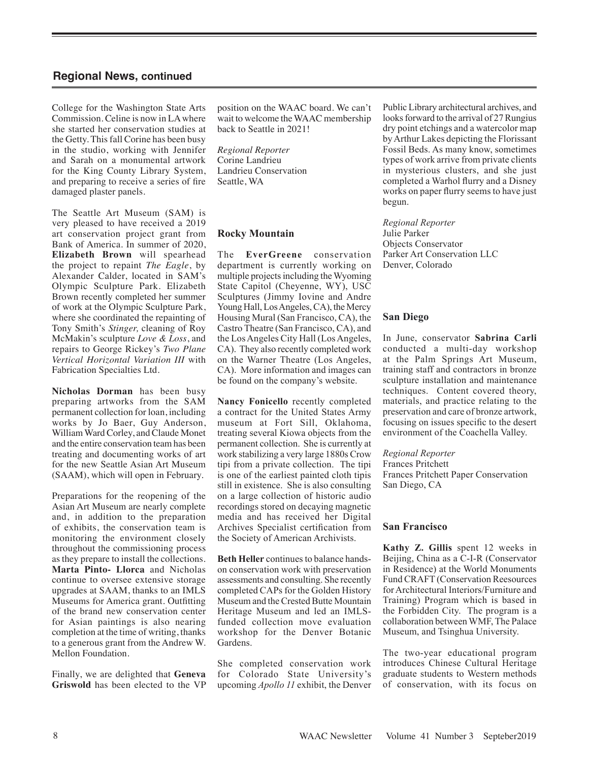## Regional News, continued

College for the Washington State Arts Commission. Celine is now in LA where she started her conservation studies at the Getty. This fall Corine has been busy in the studio, working with Jennifer and Sarah on a monumental artwork for the King County Library System, and preparing to receive a series of fire damaged plaster panels.

The Seattle Art Museum (SAM) is very pleased to have received a 2019 art conservation project grant from Bank of America. In summer of 2020, **Elizabeth Brown** will spearhead the project to repaint *The Eagle*, by Alexander Calder, located in SAM's Olympic Sculpture Park. Elizabeth Brown recently completed her summer of work at the Olympic Sculpture Park, where she coordinated the repainting of Tony Smith's *Stinger,* cleaning of Roy McMakin's sculpture *Love & Loss*, and repairs to George Rickey's *Two Plane Vertical Horizontal Variation III* with Fabrication Specialties Ltd.

**Nicholas Dorman** has been busy preparing artworks from the SAM permanent collection for loan, including works by Jo Baer, Guy Anderson, William Ward Corley, and Claude Monet and the entire conservation team has been treating and documenting works of art for the new Seattle Asian Art Museum (SAAM), which will open in February.

Preparations for the reopening of the Asian Art Museum are nearly complete and, in addition to the preparation of exhibits, the conservation team is monitoring the environment closely throughout the commissioning process as they prepare to install the collections. **Marta Pinto- Llorca** and Nicholas continue to oversee extensive storage upgrades at SAAM, thanks to an IMLS Museums for America grant. Outfitting of the brand new conservation center for Asian paintings is also nearing completion at the time of writing, thanks to a generous grant from the Andrew W. Mellon Foundation.

Finally, we are delighted that **Geneva Griswold** has been elected to the VP position on the WAAC board. We can't wait to welcome the WAAC membership back to Seattle in 2021!

*Regional Reporter*
Corine Landrieu
Landrieu Conservation
Seattle, WA

### Rocky Mountain

The **EverGreene** conservation department is currently working on multiple projects including the Wyoming State Capitol (Cheyenne, WY), USC Sculptures (Jimmy Iovine and Andre Young Hall, Los Angeles, CA), the Mercy Housing Mural (San Francisco, CA), the Castro Theatre (San Francisco, CA), and the Los Angeles City Hall (Los Angeles, CA). They also recently completed work on the Warner Theatre (Los Angeles, CA). More information and images can be found on the company's website.

**Nancy Fonicello** recently completed a contract for the United States Army museum at Fort Sill, Oklahoma, treating several Kiowa objects from the permanent collection. She is currently at work stabilizing a very large 1880s Crow tipi from a private collection. The tipi is one of the earliest painted cloth tipis still in existence. She is also consulting on a large collection of historic audio recordings stored on decaying magnetic media and has received her Digital Archives Specialist certification from the Society of American Archivists.

**Beth Heller** continues to balance hands-on conservation work with preservation assessments and consulting. She recently completed CAPs for the Golden History Museum and the Crested Butte Mountain Heritage Museum and led an IMLS-funded collection move evaluation workshop for the Denver Botanic Gardens.

She completed conservation work for Colorado State University's upcoming *Apollo 11* exhibit, the Denver Public Library architectural archives, and looks forward to the arrival of 27 Rungius dry point etchings and a watercolor map by Arthur Lakes depicting the Florissant Fossil Beds. As many know, sometimes types of work arrive from private clients in mysterious clusters, and she just completed a Warhol flurry and a Disney works on paper flurry seems to have just begun.

*Regional Reporter*
Julie Parker
Objects Conservator
Parker Art Conservation LLC
Denver, Colorado

### San Diego

In June, conservator **Sabrina Carli** conducted a multi-day workshop at the Palm Springs Art Museum, training staff and contractors in bronze sculpture installation and maintenance techniques. Content covered theory, materials, and practice relating to the preservation and care of bronze artwork, focusing on issues specific to the desert environment of the Coachella Valley.

*Regional Reporter*
Frances Pritchett
Frances Pritchett Paper Conservation
San Diego, CA

### San Francisco

**Kathy Z. Gillis** spent 12 weeks in Beijing, China as a C-I-R (Conservator in Residence) at the World Monuments Fund CRAFT (Conservation Reesources for Architectural Interiors/Furniture and Training) Program which is based in the Forbidden City. The program is a collaboration between WMF, The Palace Museum, and Tsinghua University.

The two-year educational program introduces Chinese Cultural Heritage graduate students to Western methods of conservation, with its focus on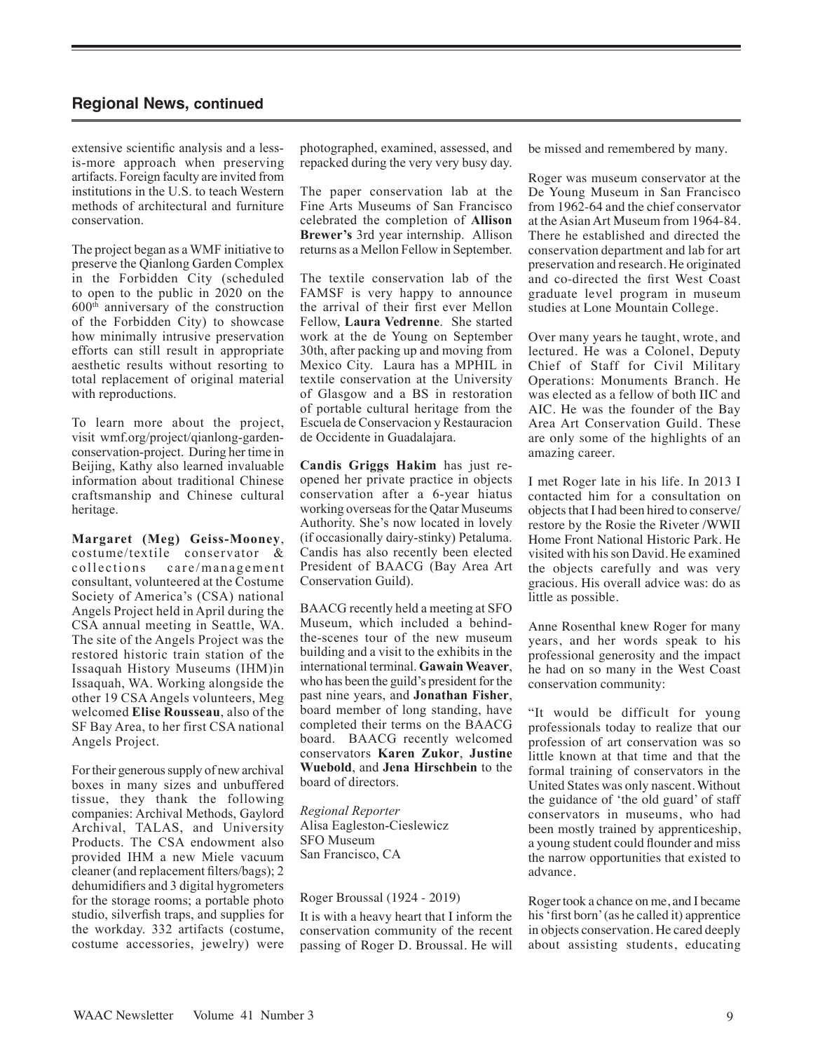## Regional News, continued

extensive scientific analysis and a less-is-more approach when preserving artifacts. Foreign faculty are invited from institutions in the U.S. to teach Western methods of architectural and furniture conservation.

The project began as a WMF initiative to preserve the Qianlong Garden Complex in the Forbidden City (scheduled to open to the public in 2020 on the 600th anniversary of the construction of the Forbidden City) to showcase how minimally intrusive preservation efforts can still result in appropriate aesthetic results without resorting to total replacement of original material with reproductions.

To learn more about the project, visit wmf.org/project/qianlong-garden-conservation-project. During her time in Beijing, Kathy also learned invaluable information about traditional Chinese craftsmanship and Chinese cultural heritage.

**Margaret (Meg) Geiss-Mooney**, costume/textile conservator & collections care/management consultant, volunteered at the Costume Society of America's (CSA) national Angels Project held in April during the CSA annual meeting in Seattle, WA. The site of the Angels Project was the restored historic train station of the Issaquah History Museums (IHM)in Issaquah, WA. Working alongside the other 19 CSA Angels volunteers, Meg welcomed **Elise Rousseau**, also of the SF Bay Area, to her first CSA national Angels Project.

For their generous supply of new archival boxes in many sizes and unbuffered tissue, they thank the following companies: Archival Methods, Gaylord Archival, TALAS, and University Products. The CSA endowment also provided IHM a new Miele vacuum cleaner (and replacement filters/bags); 2 dehumidifiers and 3 digital hygrometers for the storage rooms; a portable photo studio, silverfish traps, and supplies for the workday. 332 artifacts (costume, costume accessories, jewelry) were photographed, examined, assessed, and repacked during the very very busy day.

The paper conservation lab at the Fine Arts Museums of San Francisco celebrated the completion of **Allison Brewer's** 3rd year internship. Allison returns as a Mellon Fellow in September.

The textile conservation lab of the FAMSF is very happy to announce the arrival of their first ever Mellon Fellow, **Laura Vedrenne**. She started work at the de Young on September 30th, after packing up and moving from Mexico City. Laura has a MPHIL in textile conservation at the University of Glasgow and a BS in restoration of portable cultural heritage from the Escuela de Conservacion y Restauracion de Occidente in Guadalajara.

**Candis Griggs Hakim** has just re-opened her private practice in objects conservation after a 6-year hiatus working overseas for the Qatar Museums Authority. She's now located in lovely (if occasionally dairy-stinky) Petaluma. Candis has also recently been elected President of BAACG (Bay Area Art Conservation Guild).

BAACG recently held a meeting at SFO Museum, which included a behind-the-scenes tour of the new museum building and a visit to the exhibits in the international terminal. **Gawain Weaver**, who has been the guild's president for the past nine years, and **Jonathan Fisher**, board member of long standing, have completed their terms on the BAACG board. BAACG recently welcomed conservators **Karen Zukor**, **Justine Wuebold**, and **Jena Hirschbein** to the board of directors.

*Regional Reporter*
Alisa Eagleston-Cieslewicz
SFO Museum
San Francisco, CA

Roger Broussal (1924 - 2019)

It is with a heavy heart that I inform the conservation community of the recent passing of Roger D. Broussal. He will be missed and remembered by many.

Roger was museum conservator at the De Young Museum in San Francisco from 1962-64 and the chief conservator at the Asian Art Museum from 1964-84. There he established and directed the conservation department and lab for art preservation and research. He originated and co-directed the first West Coast graduate level program in museum studies at Lone Mountain College.

Over many years he taught, wrote, and lectured. He was a Colonel, Deputy Chief of Staff for Civil Military Operations: Monuments Branch. He was elected as a fellow of both IIC and AIC. He was the founder of the Bay Area Art Conservation Guild. These are only some of the highlights of an amazing career.

I met Roger late in his life. In 2013 I contacted him for a consultation on objects that I had been hired to conserve/restore by the Rosie the Riveter /WWII Home Front National Historic Park. He visited with his son David. He examined the objects carefully and was very gracious. His overall advice was: do as little as possible.

Anne Rosenthal knew Roger for many years, and her words speak to his professional generosity and the impact he had on so many in the West Coast conservation community:

"It would be difficult for young professionals today to realize that our profession of art conservation was so little known at that time and that the formal training of conservators in the United States was only nascent. Without the guidance of 'the old guard' of staff conservators in museums, who had been mostly trained by apprenticeship, a young student could flounder and miss the narrow opportunities that existed to advance.

Roger took a chance on me, and I became his 'first born' (as he called it) apprentice in objects conservation. He cared deeply about assisting students, educating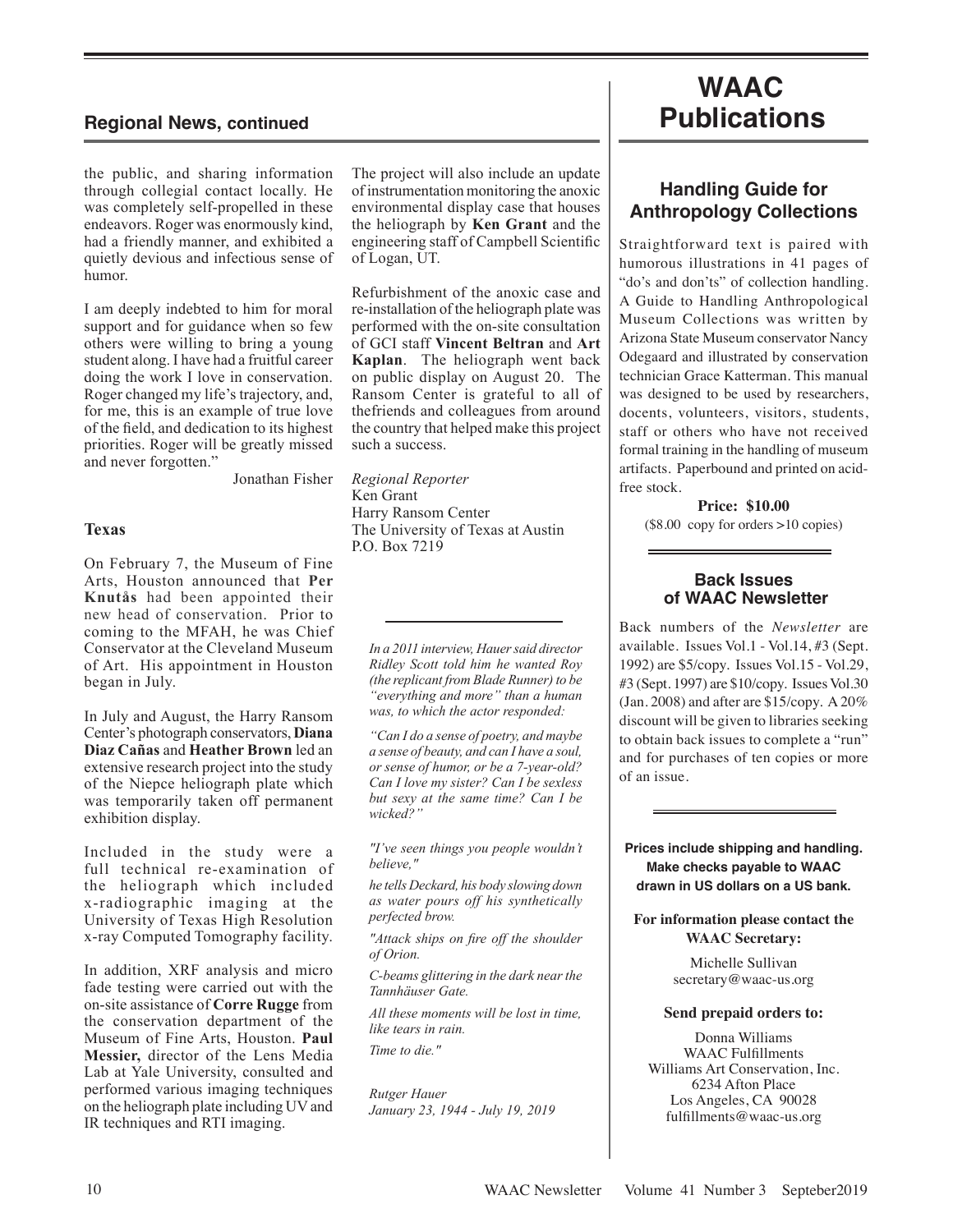## Regional News, continued

the public, and sharing information through collegial contact locally. He was completely self-propelled in these endeavors. Roger was enormously kind, had a friendly manner, and exhibited a quietly devious and infectious sense of humor.

I am deeply indebted to him for moral support and for guidance when so few others were willing to bring a young student along. I have had a fruitful career doing the work I love in conservation. Roger changed my life's trajectory, and, for me, this is an example of true love of the field, and dedication to its highest priorities. Roger will be greatly missed and never forgotten."

Jonathan Fisher

### Texas

On February 7, the Museum of Fine Arts, Houston announced that **Per Knutås** had been appointed their new head of conservation. Prior to coming to the MFAH, he was Chief Conservator at the Cleveland Museum of Art. His appointment in Houston began in July.

In July and August, the Harry Ransom Center's photograph conservators, **Diana Diaz Cañas** and **Heather Brown** led an extensive research project into the study of the Niepce heliograph plate which was temporarily taken off permanent exhibition display.

Included in the study were a full technical re-examination of the heliograph which included x-radiographic imaging at the University of Texas High Resolution x-ray Computed Tomography facility.

In addition, XRF analysis and micro fade testing were carried out with the on-site assistance of **Corre Rugge** from the conservation department of the Museum of Fine Arts, Houston. **Paul Messier,** director of the Lens Media Lab at Yale University, consulted and performed various imaging techniques on the heliograph plate including UV and IR techniques and RTI imaging.

The project will also include an update of instrumentation monitoring the anoxic environmental display case that houses the heliograph by **Ken Grant** and the engineering staff of Campbell Scientific of Logan, UT.

Refurbishment of the anoxic case and re-installation of the heliograph plate was performed with the on-site consultation of GCI staff **Vincent Beltran** and **Art Kaplan**. The heliograph went back on public display on August 20. The Ransom Center is grateful to all of thefriends and colleagues from around the country that helped make this project such a success.

*Regional Reporter*
Ken Grant
Harry Ransom Center
The University of Texas at Austin
P.O. Box 7219

---

*In a 2011 interview, Hauer said director Ridley Scott told him he wanted Roy (the replicant from Blade Runner) to be "everything and more" than a human was, to which the actor responded:*

*"Can I do a sense of poetry, and maybe a sense of beauty, and can I have a soul, or sense of humor, or be a 7-year-old? Can I love my sister? Can I be sexless but sexy at the same time? Can I be wicked?"*

*"I've seen things you people wouldn't believe,"*

*he tells Deckard, his body slowing down as water pours off his synthetically perfected brow.*

*"Attack ships on fire off the shoulder of Orion.*

*C-beams glittering in the dark near the Tannhäuser Gate.*

*All these moments will be lost in time, like tears in rain.*

*Time to die."*

*Rutger Hauer*
*January 23, 1944 - July 19, 2019*

# WAAC Publications

### Handling Guide for Anthropology Collections

Straightforward text is paired with humorous illustrations in 41 pages of "do's and don'ts" of collection handling. A Guide to Handling Anthropological Museum Collections was written by Arizona State Museum conservator Nancy Odegaard and illustrated by conservation technician Grace Katterman. This manual was designed to be used by researchers, docents, volunteers, visitors, students, staff or others who have not received formal training in the handling of museum artifacts. Paperbound and printed on acid-free stock.

**Price: $10.00**
($8.00 copy for orders >10 copies)

### Back Issues of WAAC Newsletter

Back numbers of the *Newsletter* are available. Issues Vol.1 - Vol.14, #3 (Sept. 1992) are $5/copy. Issues Vol.15 - Vol.29, #3 (Sept. 1997) are $10/copy. Issues Vol.30 (Jan. 2008) and after are $15/copy. A 20% discount will be given to libraries seeking to obtain back issues to complete a "run" and for purchases of ten copies or more of an issue.

**Prices include shipping and handling. Make checks payable to WAAC drawn in US dollars on a US bank.**

**For information please contact the WAAC Secretary:**

Michelle Sullivan
secretary@waac-us.org

**Send prepaid orders to:**

Donna Williams
WAAC Fulfillments
Williams Art Conservation, Inc.
6234 Afton Place
Los Angeles, CA 90028
fulfillments@waac-us.org